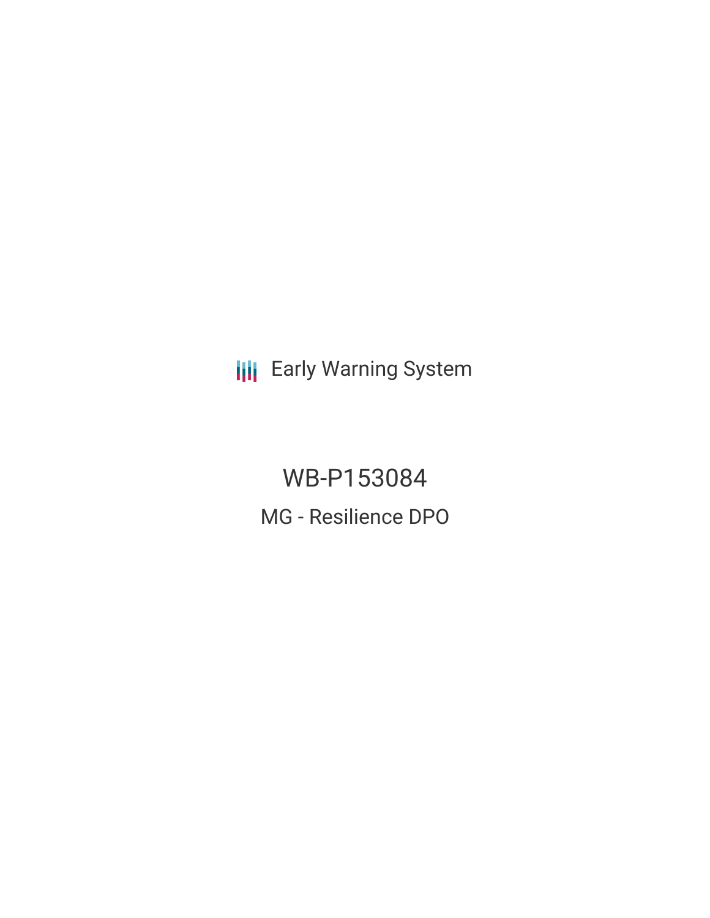Early Warning System

# WB-P153084

## MG - Resilience DPO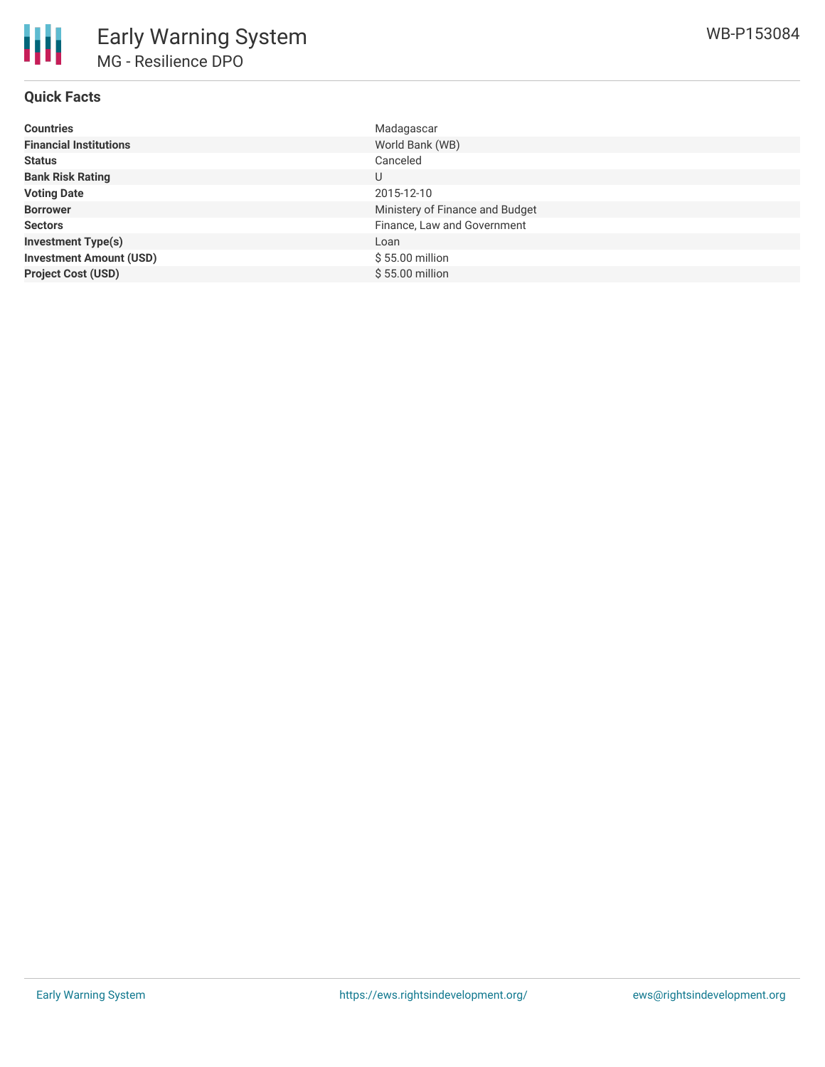# Early Warning System

MG - Resilience DPO

WB-P153084

## Quick Facts

| | |
|---|---|
| **Countries** | Madagascar |
| **Financial Institutions** | World Bank (WB) |
| **Status** | Canceled |
| **Bank Risk Rating** | U |
| **Voting Date** | 2015-12-10 |
| **Borrower** | Ministry of Finance and Budget |
| **Sectors** | Finance, Law and Government |
| **Investment Type(s)** | Loan |
| **Investment Amount (USD)** | $ 55.00 million |
| **Project Cost (USD)** | $ 55.00 million |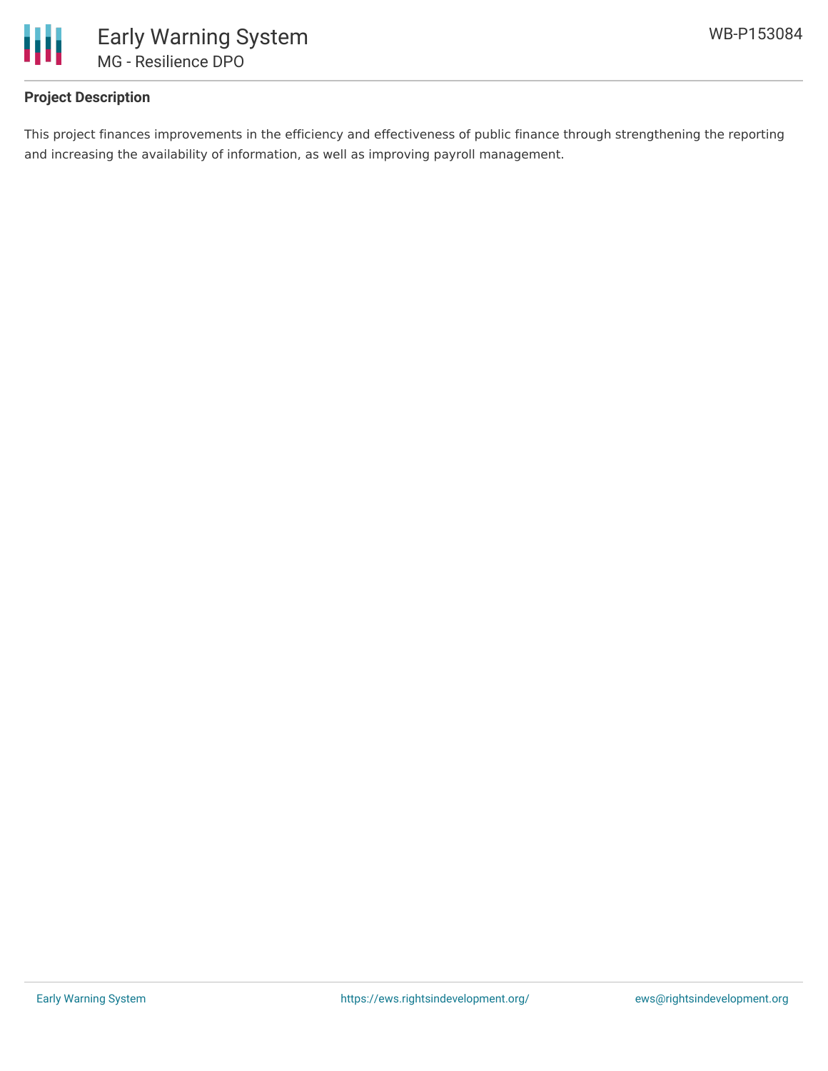## Project Description

This project finances improvements in the efficiency and effectiveness of public finance through strengthening the reporting and increasing the availability of information, as well as improving payroll management.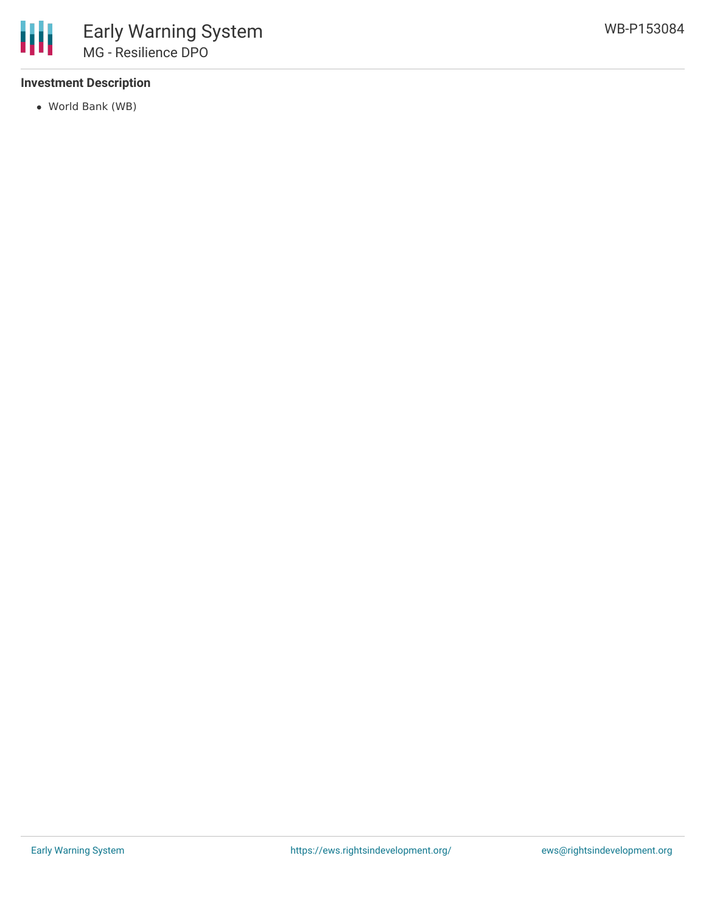### Investment Description

- World Bank (WB)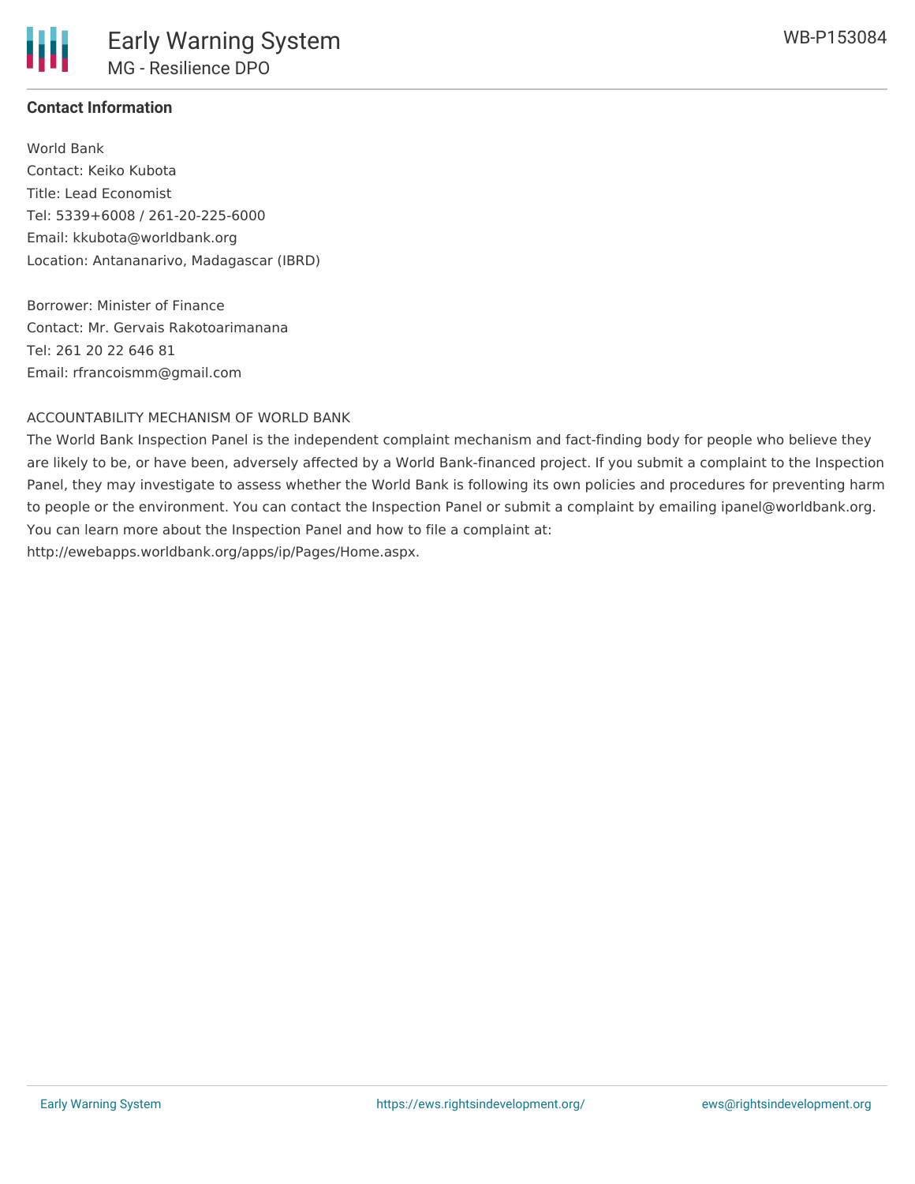### Contact Information

World Bank
Contact: Keiko Kubota
Title: Lead Economist
Tel: 5339+6008 / 261-20-225-6000
Email: kkubota@worldbank.org
Location: Antananarivo, Madagascar (IBRD)

Borrower: Minister of Finance
Contact: Mr. Gervais Rakotoarimanana
Tel: 261 20 22 646 81
Email: rfrancoismm@gmail.com

ACCOUNTABILITY MECHANISM OF WORLD BANK

The World Bank Inspection Panel is the independent complaint mechanism and fact-finding body for people who believe they are likely to be, or have been, adversely affected by a World Bank-financed project. If you submit a complaint to the Inspection Panel, they may investigate to assess whether the World Bank is following its own policies and procedures for preventing harm to people or the environment. You can contact the Inspection Panel or submit a complaint by emailing ipanel@worldbank.org. You can learn more about the Inspection Panel and how to file a complaint at: http://ewebapps.worldbank.org/apps/ip/Pages/Home.aspx.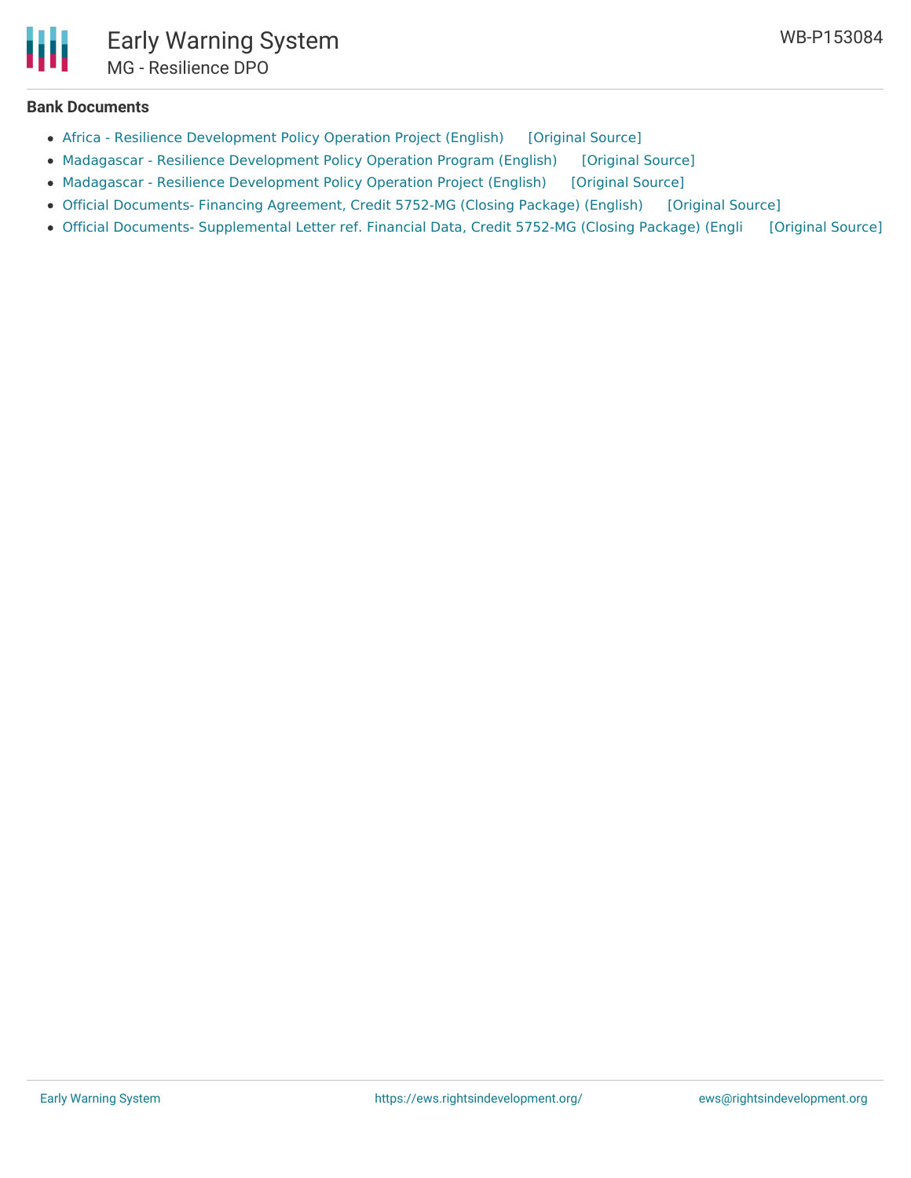## Bank Documents

- Africa - Resilience Development Policy Operation Project (English) [Original Source]
- Madagascar - Resilience Development Policy Operation Program (English) [Original Source]
- Madagascar - Resilience Development Policy Operation Project (English) [Original Source]
- Official Documents- Financing Agreement, Credit 5752-MG (Closing Package) (English) [Original Source]
- Official Documents- Supplemental Letter ref. Financial Data, Credit 5752-MG (Closing Package) (Engli [Original Source]